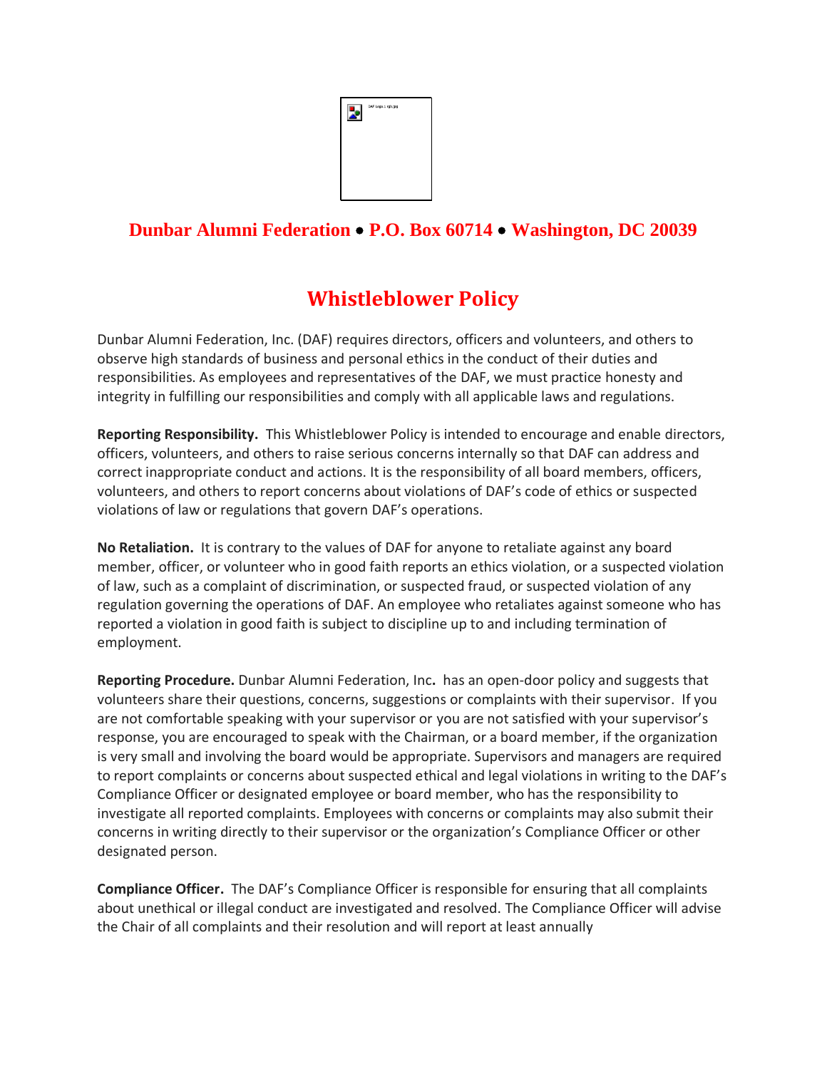**Dunbar Alumni Federation • P.O. Box 60714 • Washington, DC 20039**

# Whistleblower Policy

Dunbar Alumni Federation, Inc. (DAF) requires directors, officers and volunteers, and others to observe high standards of business and personal ethics in the conduct of their duties and responsibilities. As employees and representatives of the DAF, we must practice honesty and integrity in fulfilling our responsibilities and comply with all applicable laws and regulations.

**Reporting Responsibility.** This Whistleblower Policy is intended to encourage and enable directors, officers, volunteers, and others to raise serious concerns internally so that DAF can address and correct inappropriate conduct and actions. It is the responsibility of all board members, officers, volunteers, and others to report concerns about violations of DAF's code of ethics or suspected violations of law or regulations that govern DAF's operations.

**No Retaliation.** It is contrary to the values of DAF for anyone to retaliate against any board member, officer, or volunteer who in good faith reports an ethics violation, or a suspected violation of law, such as a complaint of discrimination, or suspected fraud, or suspected violation of any regulation governing the operations of DAF. An employee who retaliates against someone who has reported a violation in good faith is subject to discipline up to and including termination of employment.

**Reporting Procedure.** Dunbar Alumni Federation, Inc**.** has an open-door policy and suggests that volunteers share their questions, concerns, suggestions or complaints with their supervisor. If you are not comfortable speaking with your supervisor or you are not satisfied with your supervisor's response, you are encouraged to speak with the Chairman, or a board member, if the organization is very small and involving the board would be appropriate. Supervisors and managers are required to report complaints or concerns about suspected ethical and legal violations in writing to the DAF's Compliance Officer or designated employee or board member, who has the responsibility to investigate all reported complaints. Employees with concerns or complaints may also submit their concerns in writing directly to their supervisor or the organization's Compliance Officer or other designated person.

**Compliance Officer.** The DAF's Compliance Officer is responsible for ensuring that all complaints about unethical or illegal conduct are investigated and resolved. The Compliance Officer will advise the Chair of all complaints and their resolution and will report at least annually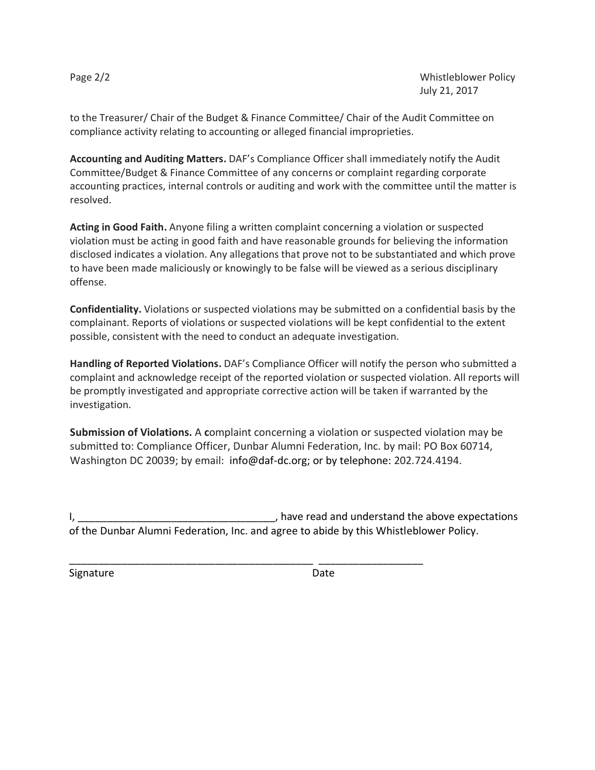to the Treasurer/ Chair of the Budget & Finance Committee/ Chair of the Audit Committee on compliance activity relating to accounting or alleged financial improprieties.

**Accounting and Auditing Matters.** DAF's Compliance Officer shall immediately notify the Audit Committee/Budget & Finance Committee of any concerns or complaint regarding corporate accounting practices, internal controls or auditing and work with the committee until the matter is resolved.

**Acting in Good Faith.** Anyone filing a written complaint concerning a violation or suspected violation must be acting in good faith and have reasonable grounds for believing the information disclosed indicates a violation. Any allegations that prove not to be substantiated and which prove to have been made maliciously or knowingly to be false will be viewed as a serious disciplinary offense.

**Confidentiality.** Violations or suspected violations may be submitted on a confidential basis by the complainant. Reports of violations or suspected violations will be kept confidential to the extent possible, consistent with the need to conduct an adequate investigation.

**Handling of Reported Violations.** DAF's Compliance Officer will notify the person who submitted a complaint and acknowledge receipt of the reported violation or suspected violation. All reports will be promptly investigated and appropriate corrective action will be taken if warranted by the investigation.

**Submission of Violations.** A complaint concerning a violation or suspected violation may be submitted to: Compliance Officer, Dunbar Alumni Federation, Inc. by mail: PO Box 60714, Washington DC 20039; by email: info@daf-dc.org; or by telephone: 202.724.4194.

I, _________________________________, have read and understand the above expectations of the Dunbar Alumni Federation, Inc. and agree to abide by this Whistleblower Policy.

_________________________________________ __________________

Signature Date